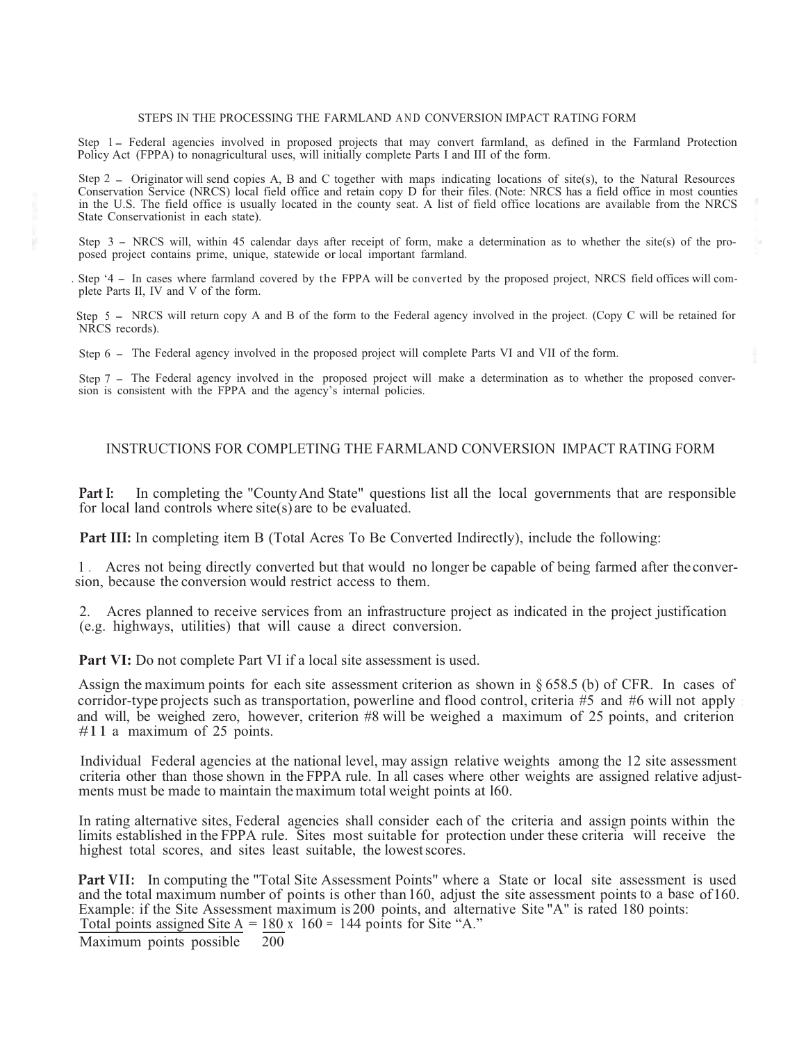## STEPS IN THE PROCESSING THE FARMLAND AND CONVERSION IMPACT RATING FORM

Step 1 – Federal agencies involved in proposed projects that may convert farmland, as defined in the Farmland Protection Policy Act (FPPA) to nonagricultural uses, will initially complete Parts I and III of the form.

Step 2 – Originator will send copies A, B and C together with maps indicating locations of site(s), to the Natural Resources Conservation Service (NRCS) local field office and retain copy D for their files. (Note: NRCS has a field office in most counties in the U.S. The field office is usually located in the county seat. A list of field office locations are available from the NRCS State Conservationist in each state).

Step 3 – NRCS will, within 45 calendar days after receipt of form, make a determination as to whether the site(s) of the proposed project contains prime, unique, statewide or local important farmland.

Step '4 – In cases where farmland covered by the FPPA will be converted by the proposed project, NRCS field offices will complete Parts II, IV and V of the form.

Step 5 – NRCS will return copy A and B of the form to the Federal agency involved in the project. (Copy C will be retained for NRCS records).

Step 6 – The Federal agency involved in the proposed project will complete Parts VI and VII of the form.

Step 7 – The Federal agency involved in the proposed project will make a determination as to whether the proposed conversion is consistent with the FPPA and the agency's internal policies.

## INSTRUCTIONS FOR COMPLETING THE FARMLAND CONVERSION IMPACT RATING FORM

**Part I:** In completing the "County And State" questions list all the local governments that are responsible for local land controls where site(s) are to be evaluated.

**Part III:** In completing item B (Total Acres To Be Converted Indirectly), include the following:

1. Acres not being directly converted but that would no longer be capable of being farmed after the conversion, because the conversion would restrict access to them.

2. Acres planned to receive services from an infrastructure project as indicated in the project justification (e.g. highways, utilities) that will cause a direct conversion.

**Part VI:** Do not complete Part VI if a local site assessment is used.

Assign the maximum points for each site assessment criterion as shown in § 658.5 (b) of CFR. In cases of corridor-type projects such as transportation, powerline and flood control, criteria #5 and #6 will not apply and will, be weighed zero, however, criterion #8 will be weighed a maximum of 25 points, and criterion #11 a maximum of 25 points.

Individual Federal agencies at the national level, may assign relative weights among the 12 site assessment criteria other than those shown in the FPPA rule. In all cases where other weights are assigned relative adjustments must be made to maintain the maximum total weight points at 160.

In rating alternative sites, Federal agencies shall consider each of the criteria and assign points within the limits established in the FPPA rule. Sites most suitable for protection under these criteria will receive the highest total scores, and sites least suitable, the lowest scores.

**Part VII:** In computing the "Total Site Assessment Points" where a State or local site assessment is used and the total maximum number of points is other than 160, adjust the site assessment points to a base of 160. Example: if the Site Assessment maximum is 200 points, and alternative Site "A" is rated 180 points:

$$\frac{\text{Total points assigned Site A}}{\text{Maximum points possible}} = \frac{180}{200} \times 160 = 144 \text{ points for Site "A."}$$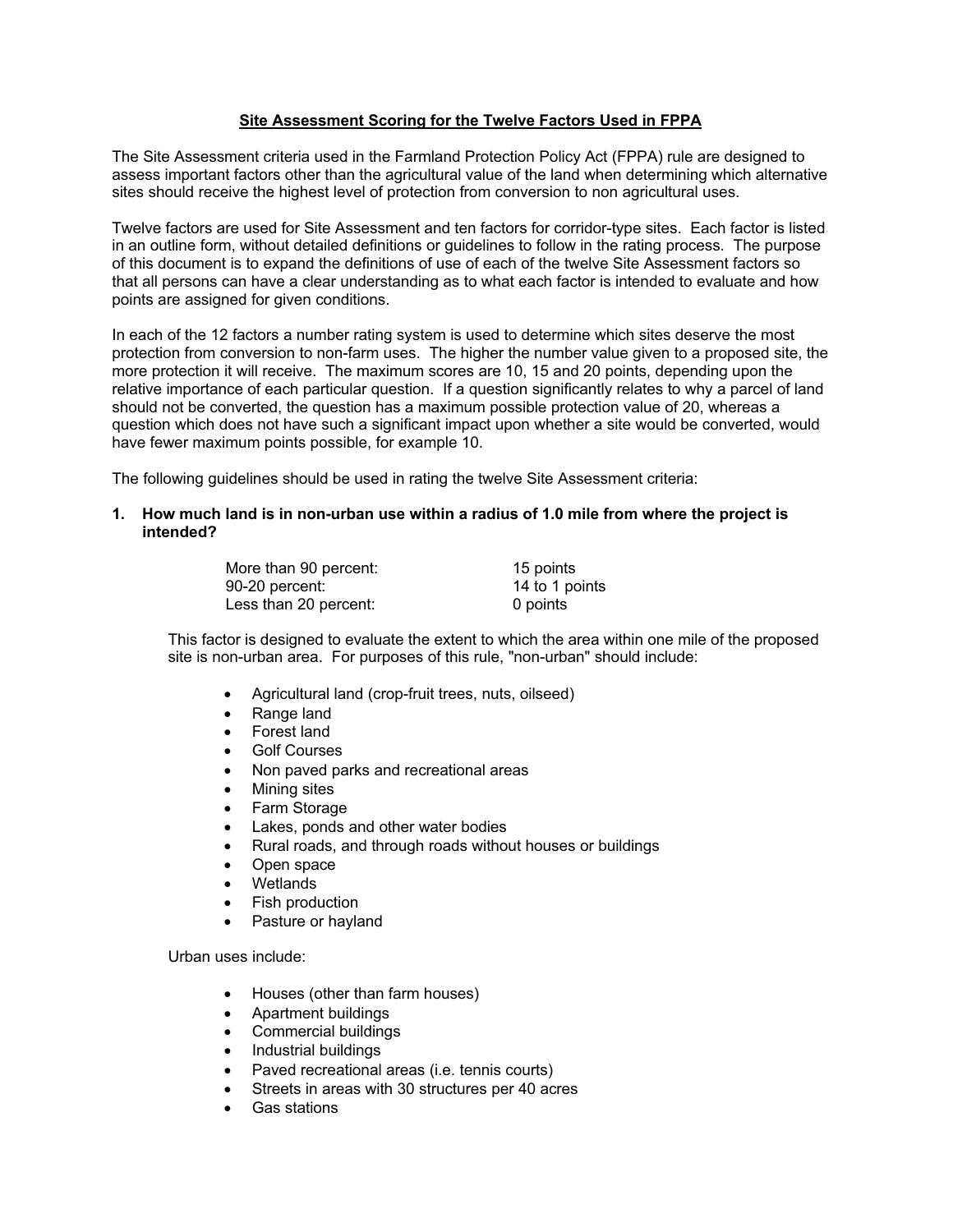## Site Assessment Scoring for the Twelve Factors Used in FPPA

The Site Assessment criteria used in the Farmland Protection Policy Act (FPPA) rule are designed to assess important factors other than the agricultural value of the land when determining which alternative sites should receive the highest level of protection from conversion to non agricultural uses.

Twelve factors are used for Site Assessment and ten factors for corridor-type sites. Each factor is listed in an outline form, without detailed definitions or guidelines to follow in the rating process. The purpose of this document is to expand the definitions of use of each of the twelve Site Assessment factors so that all persons can have a clear understanding as to what each factor is intended to evaluate and how points are assigned for given conditions.

In each of the 12 factors a number rating system is used to determine which sites deserve the most protection from conversion to non-farm uses. The higher the number value given to a proposed site, the more protection it will receive. The maximum scores are 10, 15 and 20 points, depending upon the relative importance of each particular question. If a question significantly relates to why a parcel of land should not be converted, the question has a maximum possible protection value of 20, whereas a question which does not have such a significant impact upon whether a site would be converted, would have fewer maximum points possible, for example 10.

The following guidelines should be used in rating the twelve Site Assessment criteria:

**1. How much land is in non-urban use within a radius of 1.0 mile from where the project is intended?**

| | |
|---|---|
| More than 90 percent: | 15 points |
| 90-20 percent: | 14 to 1 points |
| Less than 20 percent: | 0 points |

This factor is designed to evaluate the extent to which the area within one mile of the proposed site is non-urban area. For purposes of this rule, "non-urban" should include:

- Agricultural land (crop-fruit trees, nuts, oilseed)
- Range land
- Forest land
- Golf Courses
- Non paved parks and recreational areas
- Mining sites
- Farm Storage
- Lakes, ponds and other water bodies
- Rural roads, and through roads without houses or buildings
- Open space
- Wetlands
- Fish production
- Pasture or hayland

Urban uses include:

- Houses (other than farm houses)
- Apartment buildings
- Commercial buildings
- Industrial buildings
- Paved recreational areas (i.e. tennis courts)
- Streets in areas with 30 structures per 40 acres
- Gas stations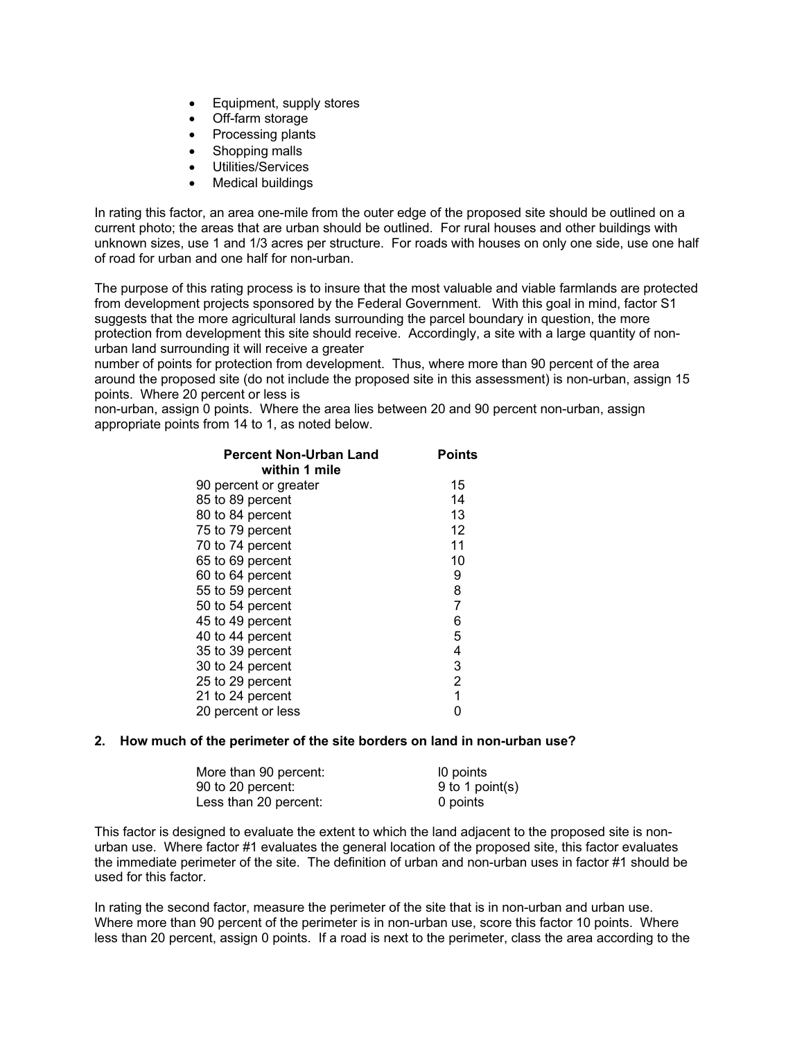- Equipment, supply stores
- Off-farm storage
- Processing plants
- Shopping malls
- Utilities/Services
- Medical buildings

In rating this factor, an area one-mile from the outer edge of the proposed site should be outlined on a current photo; the areas that are urban should be outlined. For rural houses and other buildings with unknown sizes, use 1 and 1/3 acres per structure. For roads with houses on only one side, use one half of road for urban and one half for non-urban.

The purpose of this rating process is to insure that the most valuable and viable farmlands are protected from development projects sponsored by the Federal Government. With this goal in mind, factor S1 suggests that the more agricultural lands surrounding the parcel boundary in question, the more protection from development this site should receive. Accordingly, a site with a large quantity of non-urban land surrounding it will receive a greater number of points for protection from development. Thus, where more than 90 percent of the area around the proposed site (do not include the proposed site in this assessment) is non-urban, assign 15 points. Where 20 percent or less is non-urban, assign 0 points. Where the area lies between 20 and 90 percent non-urban, assign appropriate points from 14 to 1, as noted below.

| Percent Non-Urban Land within 1 mile | Points |
|---|---|
| 90 percent or greater | 15 |
| 85 to 89 percent | 14 |
| 80 to 84 percent | 13 |
| 75 to 79 percent | 12 |
| 70 to 74 percent | 11 |
| 65 to 69 percent | 10 |
| 60 to 64 percent | 9 |
| 55 to 59 percent | 8 |
| 50 to 54 percent | 7 |
| 45 to 49 percent | 6 |
| 40 to 44 percent | 5 |
| 35 to 39 percent | 4 |
| 30 to 24 percent | 3 |
| 25 to 29 percent | 2 |
| 21 to 24 percent | 1 |
| 20 percent or less | 0 |

**2. How much of the perimeter of the site borders on land in non-urban use?**

| | |
|---|---|
| More than 90 percent: | l0 points |
| 90 to 20 percent: | 9 to 1 point(s) |
| Less than 20 percent: | 0 points |

This factor is designed to evaluate the extent to which the land adjacent to the proposed site is non-urban use. Where factor #1 evaluates the general location of the proposed site, this factor evaluates the immediate perimeter of the site. The definition of urban and non-urban uses in factor #1 should be used for this factor.

In rating the second factor, measure the perimeter of the site that is in non-urban and urban use. Where more than 90 percent of the perimeter is in non-urban use, score this factor 10 points. Where less than 20 percent, assign 0 points. If a road is next to the perimeter, class the area according to the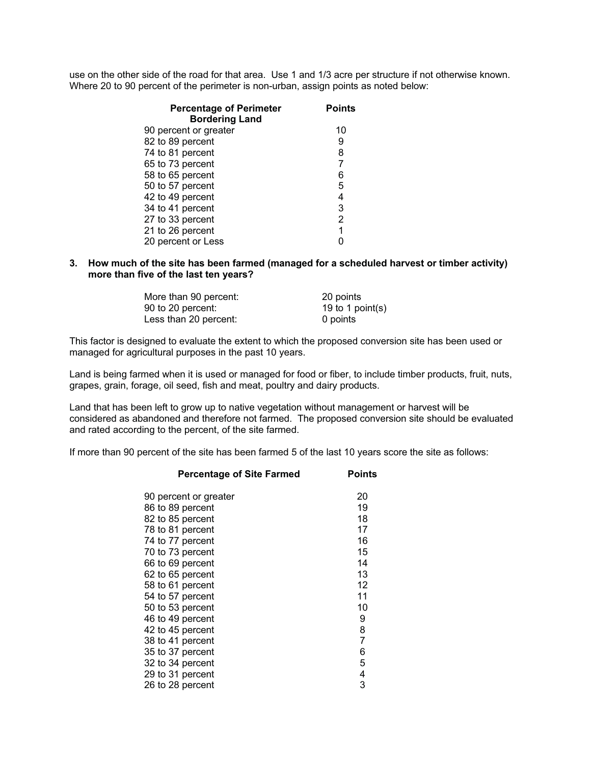use on the other side of the road for that area. Use 1 and 1/3 acre per structure if not otherwise known. Where 20 to 90 percent of the perimeter is non-urban, assign points as noted below:

| Percentage of Perimeter Bordering Land | Points |
|---|---|
| 90 percent or greater | 10 |
| 82 to 89 percent | 9 |
| 74 to 81 percent | 8 |
| 65 to 73 percent | 7 |
| 58 to 65 percent | 6 |
| 50 to 57 percent | 5 |
| 42 to 49 percent | 4 |
| 34 to 41 percent | 3 |
| 27 to 33 percent | 2 |
| 21 to 26 percent | 1 |
| 20 percent or Less | 0 |

**3. How much of the site has been farmed (managed for a scheduled harvest or timber activity) more than five of the last ten years?**

| | |
|---|---|
| More than 90 percent: | 20 points |
| 90 to 20 percent: | 19 to 1 point(s) |
| Less than 20 percent: | 0 points |

This factor is designed to evaluate the extent to which the proposed conversion site has been used or managed for agricultural purposes in the past 10 years.

Land is being farmed when it is used or managed for food or fiber, to include timber products, fruit, nuts, grapes, grain, forage, oil seed, fish and meat, poultry and dairy products.

Land that has been left to grow up to native vegetation without management or harvest will be considered as abandoned and therefore not farmed. The proposed conversion site should be evaluated and rated according to the percent, of the site farmed.

If more than 90 percent of the site has been farmed 5 of the last 10 years score the site as follows:

| Percentage of Site Farmed | Points |
|---|---|
| 90 percent or greater | 20 |
| 86 to 89 percent | 19 |
| 82 to 85 percent | 18 |
| 78 to 81 percent | 17 |
| 74 to 77 percent | 16 |
| 70 to 73 percent | 15 |
| 66 to 69 percent | 14 |
| 62 to 65 percent | 13 |
| 58 to 61 percent | 12 |
| 54 to 57 percent | 11 |
| 50 to 53 percent | 10 |
| 46 to 49 percent | 9 |
| 42 to 45 percent | 8 |
| 38 to 41 percent | 7 |
| 35 to 37 percent | 6 |
| 32 to 34 percent | 5 |
| 29 to 31 percent | 4 |
| 26 to 28 percent | 3 |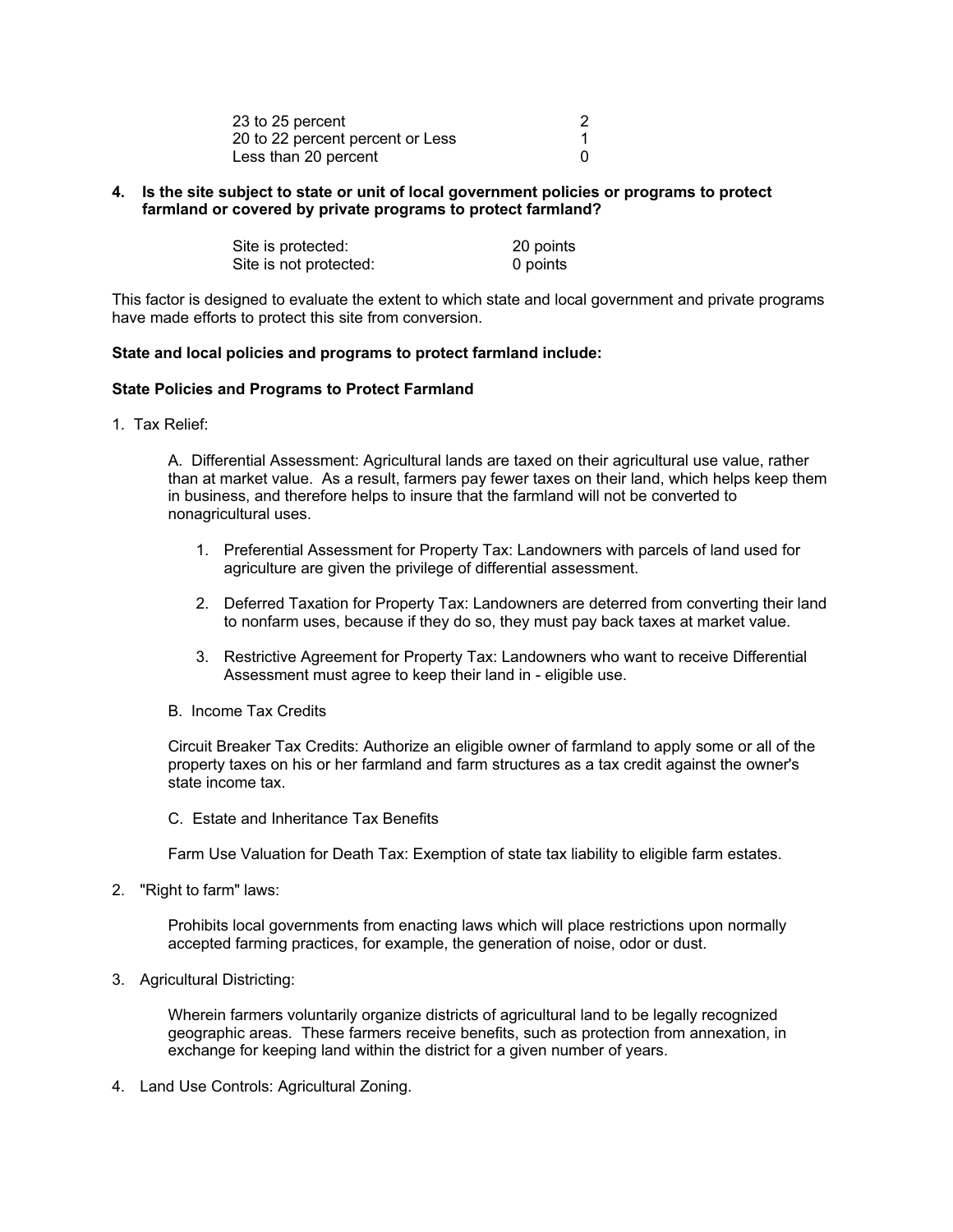| | |
|---|---|
| 23 to 25 percent | 2 |
| 20 to 22 percent percent or Less | 1 |
| Less than 20 percent | 0 |

**4. Is the site subject to state or unit of local government policies or programs to protect farmland or covered by private programs to protect farmland?**

| | |
|---|---|
| Site is protected: | 20 points |
| Site is not protected: | 0 points |

This factor is designed to evaluate the extent to which state and local government and private programs have made efforts to protect this site from conversion.

**State and local policies and programs to protect farmland include:**

**State Policies and Programs to Protect Farmland**

1. Tax Relief:

   A. Differential Assessment: Agricultural lands are taxed on their agricultural use value, rather than at market value. As a result, farmers pay fewer taxes on their land, which helps keep them in business, and therefore helps to insure that the farmland will not be converted to nonagricultural uses.

   1. Preferential Assessment for Property Tax: Landowners with parcels of land used for agriculture are given the privilege of differential assessment.

   2. Deferred Taxation for Property Tax: Landowners are deterred from converting their land to nonfarm uses, because if they do so, they must pay back taxes at market value.

   3. Restrictive Agreement for Property Tax: Landowners who want to receive Differential Assessment must agree to keep their land in - eligible use.

   B. Income Tax Credits

   Circuit Breaker Tax Credits: Authorize an eligible owner of farmland to apply some or all of the property taxes on his or her farmland and farm structures as a tax credit against the owner's state income tax.

   C. Estate and Inheritance Tax Benefits

   Farm Use Valuation for Death Tax: Exemption of state tax liability to eligible farm estates.

2. "Right to farm" laws:

   Prohibits local governments from enacting laws which will place restrictions upon normally accepted farming practices, for example, the generation of noise, odor or dust.

3. Agricultural Districting:

   Wherein farmers voluntarily organize districts of agricultural land to be legally recognized geographic areas. These farmers receive benefits, such as protection from annexation, in exchange for keeping land within the district for a given number of years.

4. Land Use Controls: Agricultural Zoning.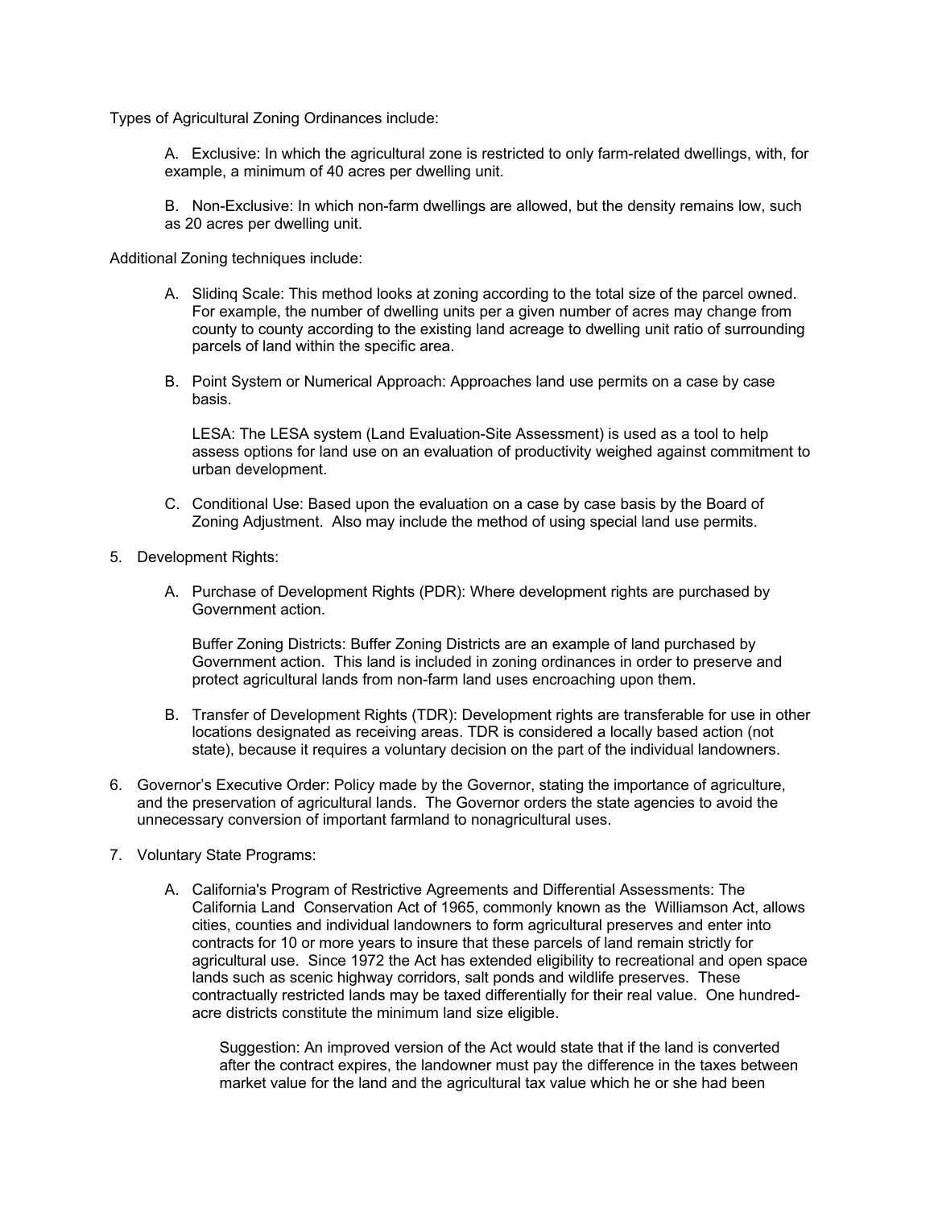Types of Agricultural Zoning Ordinances include:

A. Exclusive: In which the agricultural zone is restricted to only farm-related dwellings, with, for example, a minimum of 40 acres per dwelling unit.

B. Non-Exclusive: In which non-farm dwellings are allowed, but the density remains low, such as 20 acres per dwelling unit.

Additional Zoning techniques include:

A. Slidinq Scale: This method looks at zoning according to the total size of the parcel owned. For example, the number of dwelling units per a given number of acres may change from county to county according to the existing land acreage to dwelling unit ratio of surrounding parcels of land within the specific area.

B. Point System or Numerical Approach: Approaches land use permits on a case by case basis.

   LESA: The LESA system (Land Evaluation-Site Assessment) is used as a tool to help assess options for land use on an evaluation of productivity weighed against commitment to urban development.

C. Conditional Use: Based upon the evaluation on a case by case basis by the Board of Zoning Adjustment. Also may include the method of using special land use permits.

5. Development Rights:

   A. Purchase of Development Rights (PDR): Where development rights are purchased by Government action.

      Buffer Zoning Districts: Buffer Zoning Districts are an example of land purchased by Government action. This land is included in zoning ordinances in order to preserve and protect agricultural lands from non-farm land uses encroaching upon them.

   B. Transfer of Development Rights (TDR): Development rights are transferable for use in other locations designated as receiving areas. TDR is considered a locally based action (not state), because it requires a voluntary decision on the part of the individual landowners.

6. Governor's Executive Order: Policy made by the Governor, stating the importance of agriculture, and the preservation of agricultural lands. The Governor orders the state agencies to avoid the unnecessary conversion of important farmland to nonagricultural uses.

7. Voluntary State Programs:

   A. California's Program of Restrictive Agreements and Differential Assessments: The California Land Conservation Act of 1965, commonly known as the Williamson Act, allows cities, counties and individual landowners to form agricultural preserves and enter into contracts for 10 or more years to insure that these parcels of land remain strictly for agricultural use. Since 1972 the Act has extended eligibility to recreational and open space lands such as scenic highway corridors, salt ponds and wildlife preserves. These contractually restricted lands may be taxed differentially for their real value. One hundred-acre districts constitute the minimum land size eligible.

      Suggestion: An improved version of the Act would state that if the land is converted after the contract expires, the landowner must pay the difference in the taxes between market value for the land and the agricultural tax value which he or she had been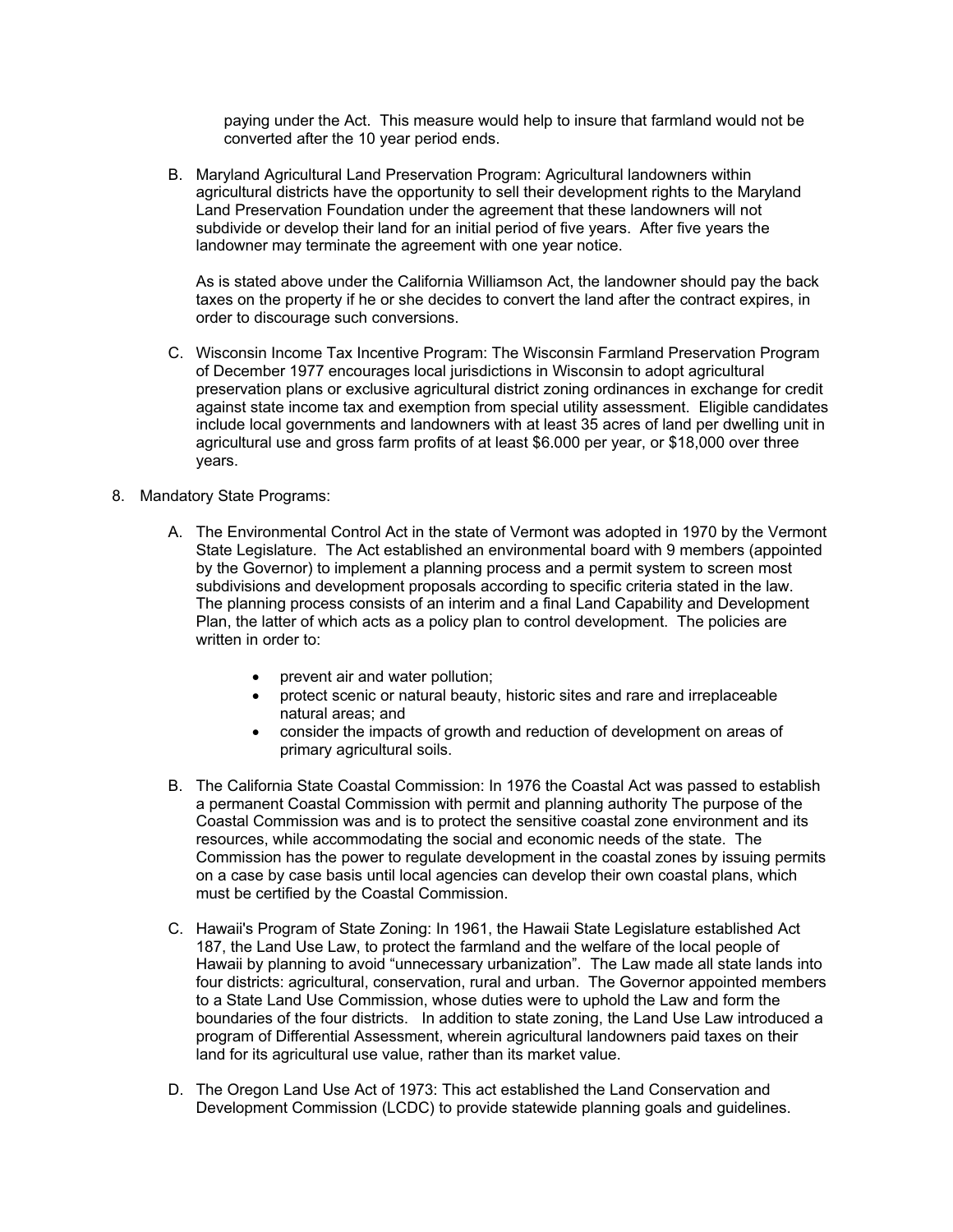paying under the Act. This measure would help to insure that farmland would not be converted after the 10 year period ends.

B. Maryland Agricultural Land Preservation Program: Agricultural landowners within agricultural districts have the opportunity to sell their development rights to the Maryland Land Preservation Foundation under the agreement that these landowners will not subdivide or develop their land for an initial period of five years. After five years the landowner may terminate the agreement with one year notice.

   As is stated above under the California Williamson Act, the landowner should pay the back taxes on the property if he or she decides to convert the land after the contract expires, in order to discourage such conversions.

C. Wisconsin Income Tax Incentive Program: The Wisconsin Farmland Preservation Program of December 1977 encourages local jurisdictions in Wisconsin to adopt agricultural preservation plans or exclusive agricultural district zoning ordinances in exchange for credit against state income tax and exemption from special utility assessment. Eligible candidates include local governments and landowners with at least 35 acres of land per dwelling unit in agricultural use and gross farm profits of at least $6.000 per year, or $18,000 over three years.

8. Mandatory State Programs:

A. The Environmental Control Act in the state of Vermont was adopted in 1970 by the Vermont State Legislature. The Act established an environmental board with 9 members (appointed by the Governor) to implement a planning process and a permit system to screen most subdivisions and development proposals according to specific criteria stated in the law. The planning process consists of an interim and a final Land Capability and Development Plan, the latter of which acts as a policy plan to control development. The policies are written in order to:

   - prevent air and water pollution;
   - protect scenic or natural beauty, historic sites and rare and irreplaceable natural areas; and
   - consider the impacts of growth and reduction of development on areas of primary agricultural soils.

B. The California State Coastal Commission: In 1976 the Coastal Act was passed to establish a permanent Coastal Commission with permit and planning authority The purpose of the Coastal Commission was and is to protect the sensitive coastal zone environment and its resources, while accommodating the social and economic needs of the state. The Commission has the power to regulate development in the coastal zones by issuing permits on a case by case basis until local agencies can develop their own coastal plans, which must be certified by the Coastal Commission.

C. Hawaii's Program of State Zoning: In 1961, the Hawaii State Legislature established Act 187, the Land Use Law, to protect the farmland and the welfare of the local people of Hawaii by planning to avoid "unnecessary urbanization". The Law made all state lands into four districts: agricultural, conservation, rural and urban. The Governor appointed members to a State Land Use Commission, whose duties were to uphold the Law and form the boundaries of the four districts. In addition to state zoning, the Land Use Law introduced a program of Differential Assessment, wherein agricultural landowners paid taxes on their land for its agricultural use value, rather than its market value.

D. The Oregon Land Use Act of 1973: This act established the Land Conservation and Development Commission (LCDC) to provide statewide planning goals and guidelines.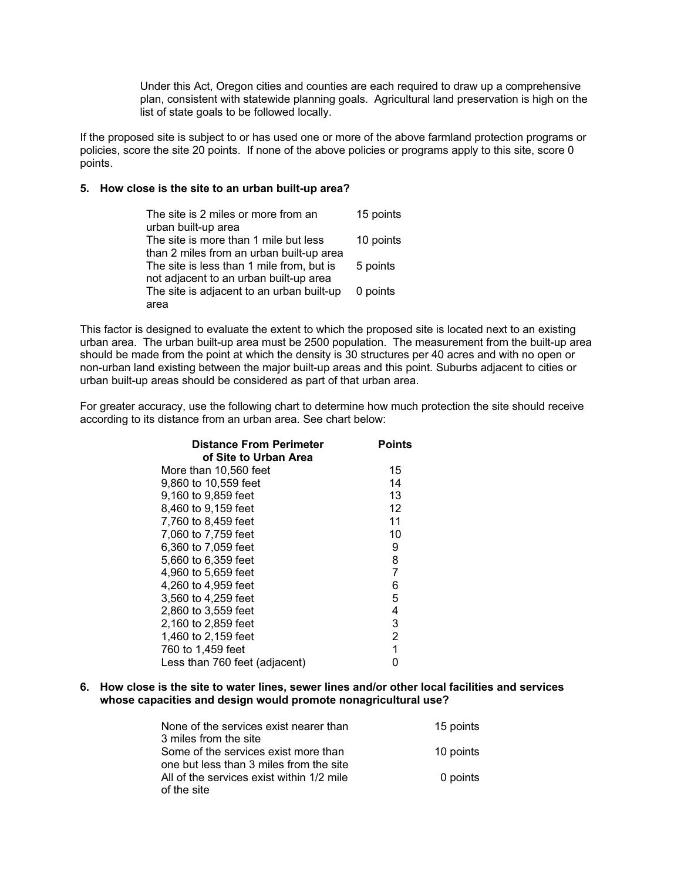Under this Act, Oregon cities and counties are each required to draw up a comprehensive plan, consistent with statewide planning goals. Agricultural land preservation is high on the list of state goals to be followed locally.

If the proposed site is subject to or has used one or more of the above farmland protection programs or policies, score the site 20 points. If none of the above policies or programs apply to this site, score 0 points.

**5. How close is the site to an urban built-up area?**

| | |
|---|---|
| The site is 2 miles or more from an urban built-up area | 15 points |
| The site is more than 1 mile but less than 2 miles from an urban built-up area | 10 points |
| The site is less than 1 mile from, but is not adjacent to an urban built-up area | 5 points |
| The site is adjacent to an urban built-up area | 0 points |

This factor is designed to evaluate the extent to which the proposed site is located next to an existing urban area. The urban built-up area must be 2500 population. The measurement from the built-up area should be made from the point at which the density is 30 structures per 40 acres and with no open or non-urban land existing between the major built-up areas and this point. Suburbs adjacent to cities or urban built-up areas should be considered as part of that urban area.

For greater accuracy, use the following chart to determine how much protection the site should receive according to its distance from an urban area. See chart below:

| Distance From Perimeter of Site to Urban Area | Points |
|---|---|
| More than 10,560 feet | 15 |
| 9,860 to 10,559 feet | 14 |
| 9,160 to 9,859 feet | 13 |
| 8,460 to 9,159 feet | 12 |
| 7,760 to 8,459 feet | 11 |
| 7,060 to 7,759 feet | 10 |
| 6,360 to 7,059 feet | 9 |
| 5,660 to 6,359 feet | 8 |
| 4,960 to 5,659 feet | 7 |
| 4,260 to 4,959 feet | 6 |
| 3,560 to 4,259 feet | 5 |
| 2,860 to 3,559 feet | 4 |
| 2,160 to 2,859 feet | 3 |
| 1,460 to 2,159 feet | 2 |
| 760 to 1,459 feet | 1 |
| Less than 760 feet (adjacent) | 0 |

**6. How close is the site to water lines, sewer lines and/or other local facilities and services whose capacities and design would promote nonagricultural use?**

| | |
|---|---|
| None of the services exist nearer than 3 miles from the site | 15 points |
| Some of the services exist more than one but less than 3 miles from the site | 10 points |
| All of the services exist within 1/2 mile of the site | 0 points |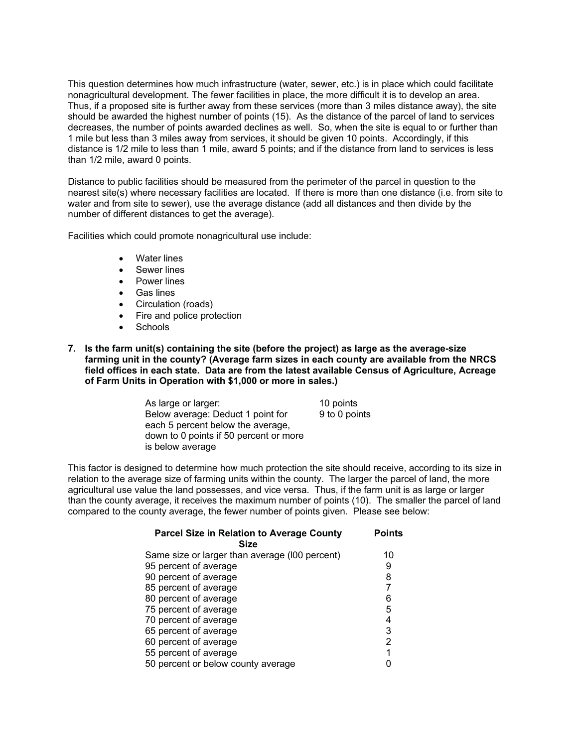This question determines how much infrastructure (water, sewer, etc.) is in place which could facilitate nonagricultural development. The fewer facilities in place, the more difficult it is to develop an area. Thus, if a proposed site is further away from these services (more than 3 miles distance away), the site should be awarded the highest number of points (15). As the distance of the parcel of land to services decreases, the number of points awarded declines as well. So, when the site is equal to or further than 1 mile but less than 3 miles away from services, it should be given 10 points. Accordingly, if this distance is 1/2 mile to less than 1 mile, award 5 points; and if the distance from land to services is less than 1/2 mile, award 0 points.

Distance to public facilities should be measured from the perimeter of the parcel in question to the nearest site(s) where necessary facilities are located. If there is more than one distance (i.e. from site to water and from site to sewer), use the average distance (add all distances and then divide by the number of different distances to get the average).

Facilities which could promote nonagricultural use include:

- Water lines
- Sewer lines
- Power lines
- Gas lines
- Circulation (roads)
- Fire and police protection
- Schools

**7. Is the farm unit(s) containing the site (before the project) as large as the average-size farming unit in the county? (Average farm sizes in each county are available from the NRCS field offices in each state. Data are from the latest available Census of Agriculture, Acreage of Farm Units in Operation with $1,000 or more in sales.)**

| | |
|---|---|
| As large or larger: | 10 points |
| Below average: Deduct 1 point for each 5 percent below the average, down to 0 points if 50 percent or more is below average | 9 to 0 points |

This factor is designed to determine how much protection the site should receive, according to its size in relation to the average size of farming units within the county. The larger the parcel of land, the more agricultural use value the land possesses, and vice versa. Thus, if the farm unit is as large or larger than the county average, it receives the maximum number of points (10). The smaller the parcel of land compared to the county average, the fewer number of points given. Please see below:

| Parcel Size in Relation to Average County Size | Points |
|---|---|
| Same size or larger than average (l00 percent) | 10 |
| 95 percent of average | 9 |
| 90 percent of average | 8 |
| 85 percent of average | 7 |
| 80 percent of average | 6 |
| 75 percent of average | 5 |
| 70 percent of average | 4 |
| 65 percent of average | 3 |
| 60 percent of average | 2 |
| 55 percent of average | 1 |
| 50 percent or below county average | 0 |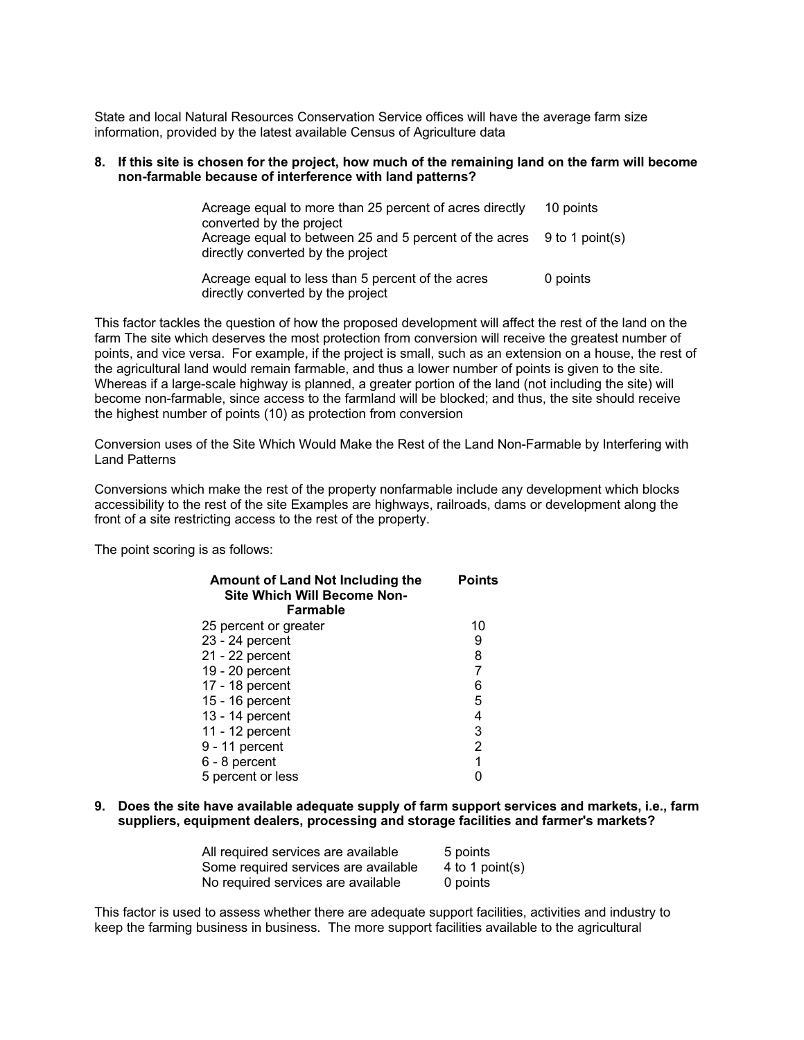State and local Natural Resources Conservation Service offices will have the average farm size information, provided by the latest available Census of Agriculture data

**8. If this site is chosen for the project, how much of the remaining land on the farm will become non-farmable because of interference with land patterns?**

| | |
|---|---|
| Acreage equal to more than 25 percent of acres directly converted by the project | 10 points |
| Acreage equal to between 25 and 5 percent of the acres directly converted by the project | 9 to 1 point(s) |
| Acreage equal to less than 5 percent of the acres directly converted by the project | 0 points |

This factor tackles the question of how the proposed development will affect the rest of the land on the farm The site which deserves the most protection from conversion will receive the greatest number of points, and vice versa. For example, if the project is small, such as an extension on a house, the rest of the agricultural land would remain farmable, and thus a lower number of points is given to the site. Whereas if a large-scale highway is planned, a greater portion of the land (not including the site) will become non-farmable, since access to the farmland will be blocked; and thus, the site should receive the highest number of points (10) as protection from conversion

Conversion uses of the Site Which Would Make the Rest of the Land Non-Farmable by Interfering with Land Patterns

Conversions which make the rest of the property nonfarmable include any development which blocks accessibility to the rest of the site Examples are highways, railroads, dams or development along the front of a site restricting access to the rest of the property.

The point scoring is as follows:

| Amount of Land Not Including the Site Which Will Become Non-Farmable | Points |
|---|---|
| 25 percent or greater | 10 |
| 23 - 24 percent | 9 |
| 21 - 22 percent | 8 |
| 19 - 20 percent | 7 |
| 17 - 18 percent | 6 |
| 15 - 16 percent | 5 |
| 13 - 14 percent | 4 |
| 11 - 12 percent | 3 |
| 9 - 11 percent | 2 |
| 6 - 8 percent | 1 |
| 5 percent or less | 0 |

**9. Does the site have available adequate supply of farm support services and markets, i.e., farm suppliers, equipment dealers, processing and storage facilities and farmer's markets?**

| | |
|---|---|
| All required services are available | 5 points |
| Some required services are available | 4 to 1 point(s) |
| No required services are available | 0 points |

This factor is used to assess whether there are adequate support facilities, activities and industry to keep the farming business in business. The more support facilities available to the agricultural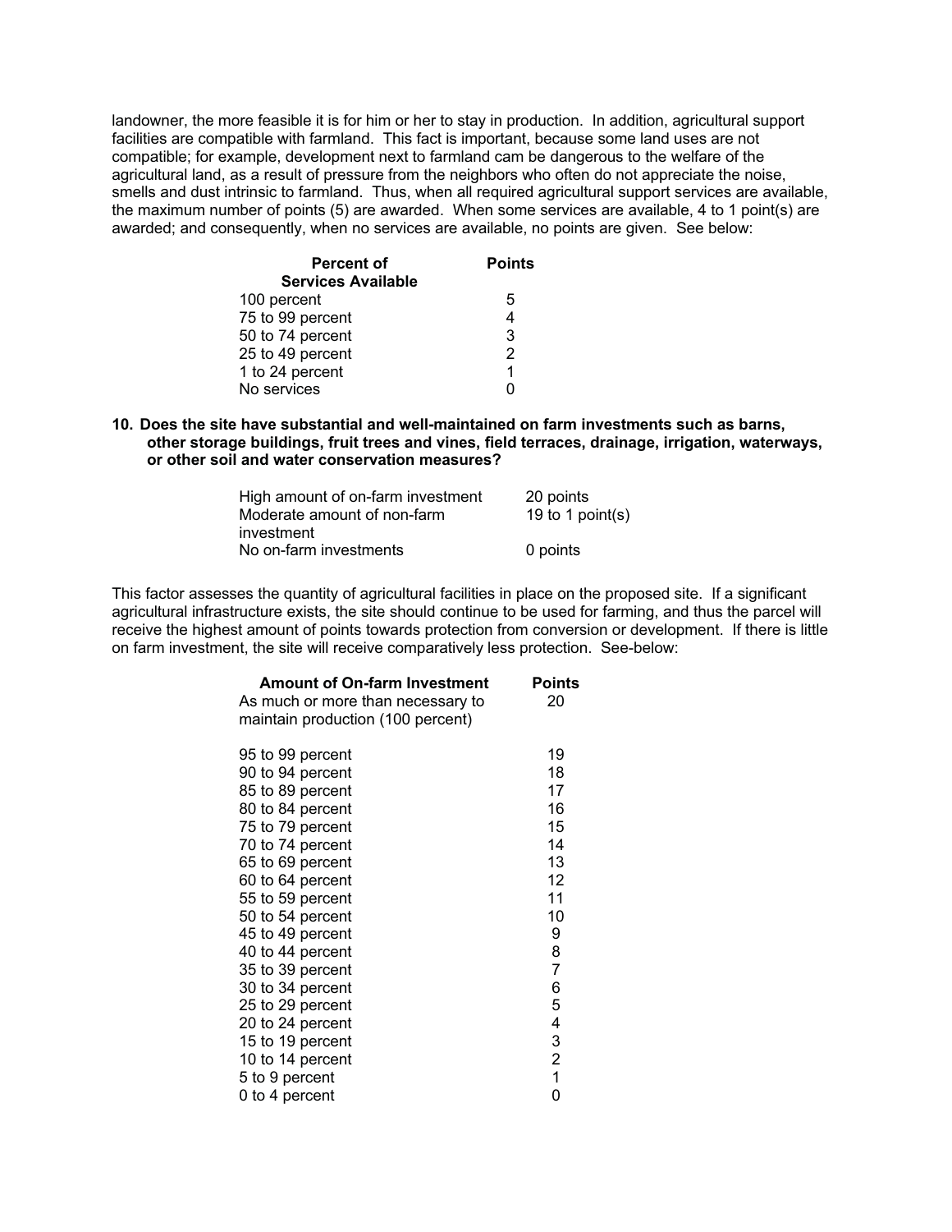landowner, the more feasible it is for him or her to stay in production. In addition, agricultural support facilities are compatible with farmland. This fact is important, because some land uses are not compatible; for example, development next to farmland cam be dangerous to the welfare of the agricultural land, as a result of pressure from the neighbors who often do not appreciate the noise, smells and dust intrinsic to farmland. Thus, when all required agricultural support services are available, the maximum number of points (5) are awarded. When some services are available, 4 to 1 point(s) are awarded; and consequently, when no services are available, no points are given. See below:

| Percent of Services Available | Points |
|---|---|
| 100 percent | 5 |
| 75 to 99 percent | 4 |
| 50 to 74 percent | 3 |
| 25 to 49 percent | 2 |
| 1 to 24 percent | 1 |
| No services | 0 |

**10. Does the site have substantial and well-maintained on farm investments such as barns, other storage buildings, fruit trees and vines, field terraces, drainage, irrigation, waterways, or other soil and water conservation measures?**

| | |
|---|---|
| High amount of on-farm investment | 20 points |
| Moderate amount of non-farm investment | 19 to 1 point(s) |
| No on-farm investments | 0 points |

This factor assesses the quantity of agricultural facilities in place on the proposed site. If a significant agricultural infrastructure exists, the site should continue to be used for farming, and thus the parcel will receive the highest amount of points towards protection from conversion or development. If there is little on farm investment, the site will receive comparatively less protection. See-below:

| Amount of On-farm Investment | Points |
|---|---|
| As much or more than necessary to maintain production (100 percent) | 20 |
| 95 to 99 percent | 19 |
| 90 to 94 percent | 18 |
| 85 to 89 percent | 17 |
| 80 to 84 percent | 16 |
| 75 to 79 percent | 15 |
| 70 to 74 percent | 14 |
| 65 to 69 percent | 13 |
| 60 to 64 percent | 12 |
| 55 to 59 percent | 11 |
| 50 to 54 percent | 10 |
| 45 to 49 percent | 9 |
| 40 to 44 percent | 8 |
| 35 to 39 percent | 7 |
| 30 to 34 percent | 6 |
| 25 to 29 percent | 5 |
| 20 to 24 percent | 4 |
| 15 to 19 percent | 3 |
| 10 to 14 percent | 2 |
| 5 to 9 percent | 1 |
| 0 to 4 percent | 0 |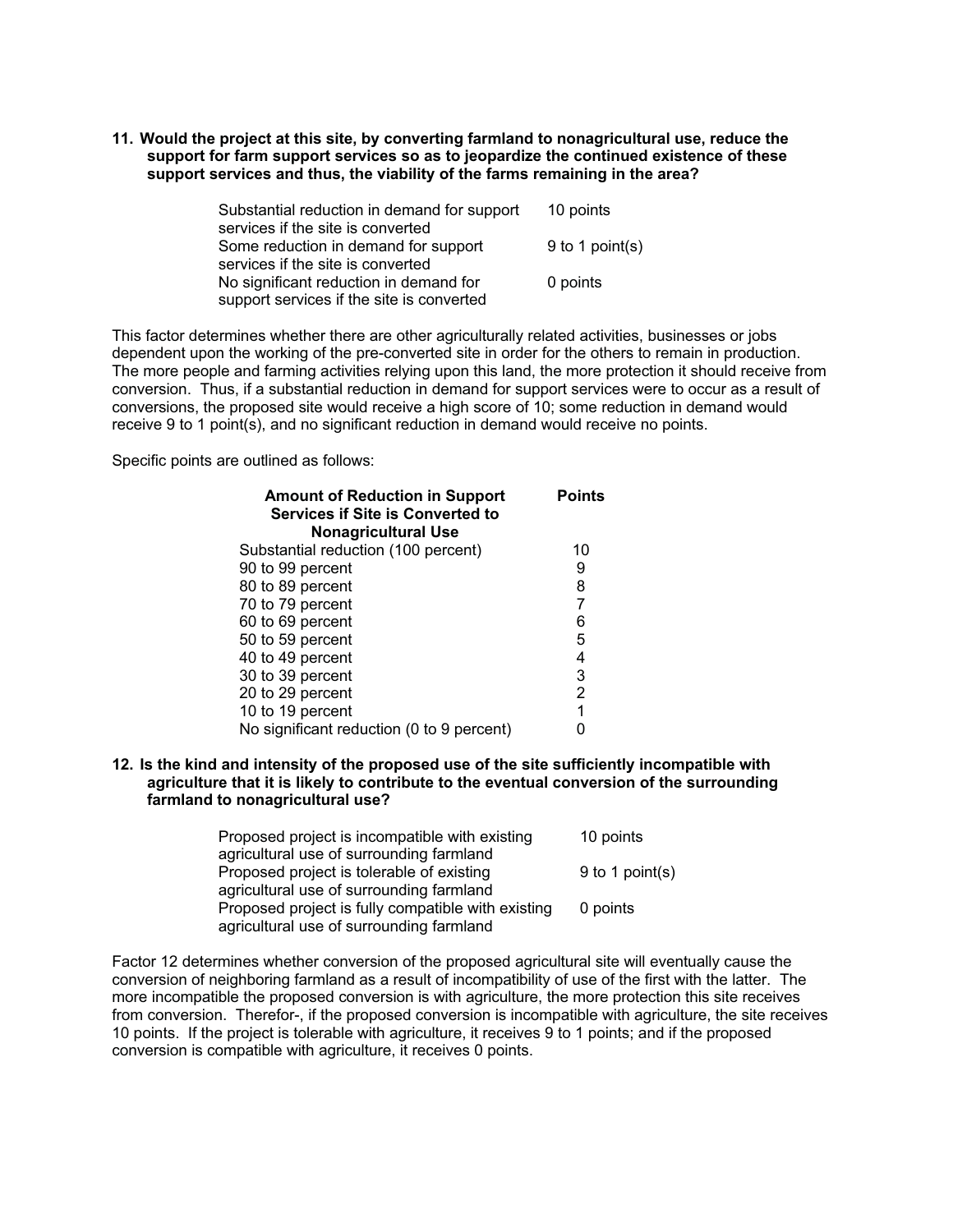**11. Would the project at this site, by converting farmland to nonagricultural use, reduce the support for farm support services so as to jeopardize the continued existence of these support services and thus, the viability of the farms remaining in the area?**

| | |
|---|---|
| Substantial reduction in demand for support services if the site is converted | 10 points |
| Some reduction in demand for support services if the site is converted | 9 to 1 point(s) |
| No significant reduction in demand for support services if the site is converted | 0 points |

This factor determines whether there are other agriculturally related activities, businesses or jobs dependent upon the working of the pre-converted site in order for the others to remain in production. The more people and farming activities relying upon this land, the more protection it should receive from conversion. Thus, if a substantial reduction in demand for support services were to occur as a result of conversions, the proposed site would receive a high score of 10; some reduction in demand would receive 9 to 1 point(s), and no significant reduction in demand would receive no points.

Specific points are outlined as follows:

| Amount of Reduction in Support Services if Site is Converted to Nonagricultural Use | Points |
|---|---|
| Substantial reduction (100 percent) | 10 |
| 90 to 99 percent | 9 |
| 80 to 89 percent | 8 |
| 70 to 79 percent | 7 |
| 60 to 69 percent | 6 |
| 50 to 59 percent | 5 |
| 40 to 49 percent | 4 |
| 30 to 39 percent | 3 |
| 20 to 29 percent | 2 |
| 10 to 19 percent | 1 |
| No significant reduction (0 to 9 percent) | 0 |

**12. Is the kind and intensity of the proposed use of the site sufficiently incompatible with agriculture that it is likely to contribute to the eventual conversion of the surrounding farmland to nonagricultural use?**

| | |
|---|---|
| Proposed project is incompatible with existing agricultural use of surrounding farmland | 10 points |
| Proposed project is tolerable of existing agricultural use of surrounding farmland | 9 to 1 point(s) |
| Proposed project is fully compatible with existing agricultural use of surrounding farmland | 0 points |

Factor 12 determines whether conversion of the proposed agricultural site will eventually cause the conversion of neighboring farmland as a result of incompatibility of use of the first with the latter. The more incompatible the proposed conversion is with agriculture, the more protection this site receives from conversion. Therefor-, if the proposed conversion is incompatible with agriculture, the site receives 10 points. If the project is tolerable with agriculture, it receives 9 to 1 points; and if the proposed conversion is compatible with agriculture, it receives 0 points.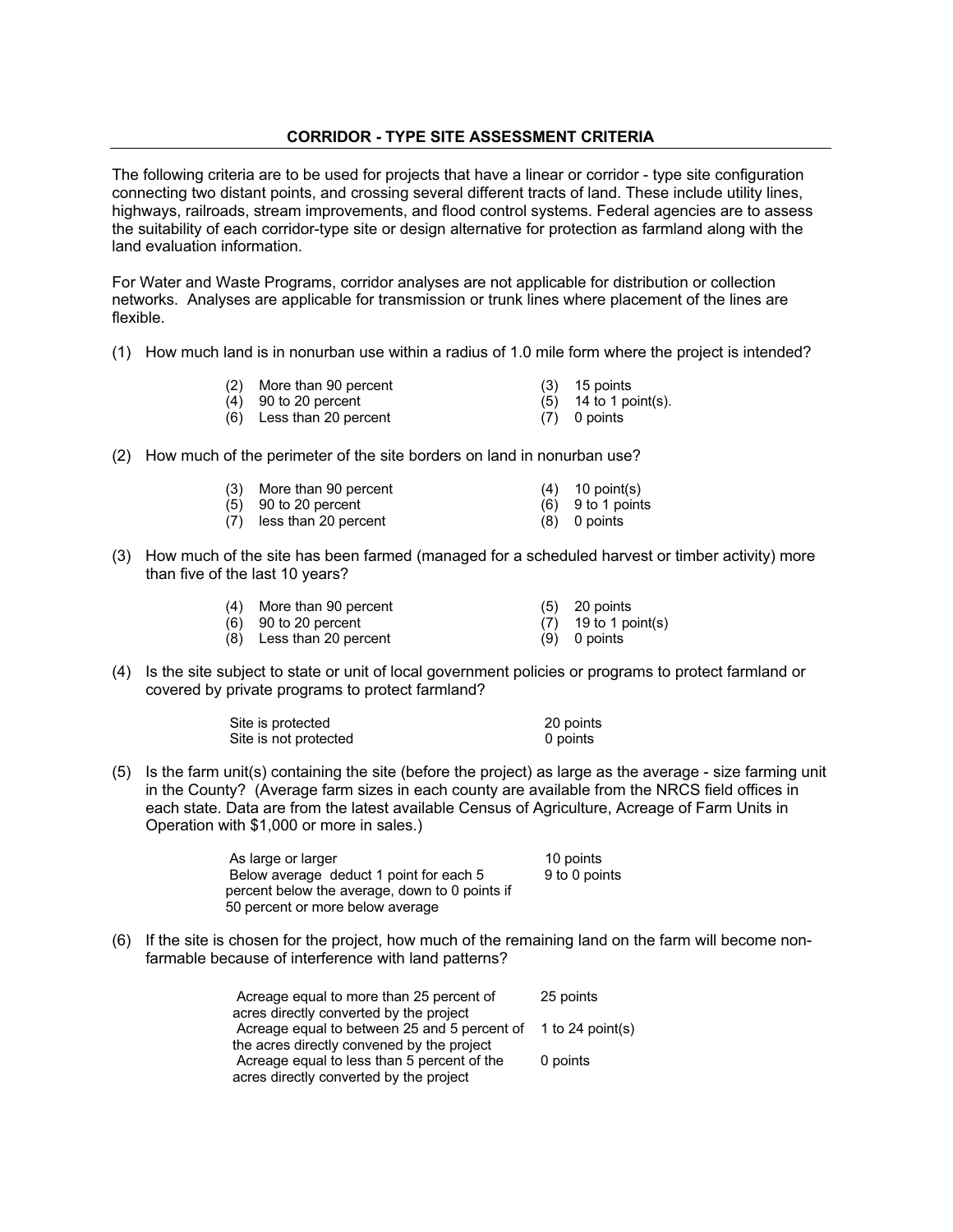## CORRIDOR - TYPE SITE ASSESSMENT CRITERIA

The following criteria are to be used for projects that have a linear or corridor - type site configuration connecting two distant points, and crossing several different tracts of land. These include utility lines, highways, railroads, stream improvements, and flood control systems. Federal agencies are to assess the suitability of each corridor-type site or design alternative for protection as farmland along with the land evaluation information.

For Water and Waste Programs, corridor analyses are not applicable for distribution or collection networks. Analyses are applicable for transmission or trunk lines where placement of the lines are flexible.

(1) How much land is in nonurban use within a radius of 1.0 mile form where the project is intended?

| | |
|---|---|
| (2) More than 90 percent | (3) 15 points |
| (4) 90 to 20 percent | (5) 14 to 1 point(s). |
| (6) Less than 20 percent | (7) 0 points |

(2) How much of the perimeter of the site borders on land in nonurban use?

| | |
|---|---|
| (3) More than 90 percent | (4) 10 point(s) |
| (5) 90 to 20 percent | (6) 9 to 1 points |
| (7) less than 20 percent | (8) 0 points |

(3) How much of the site has been farmed (managed for a scheduled harvest or timber activity) more than five of the last 10 years?

| | |
|---|---|
| (4) More than 90 percent | (5) 20 points |
| (6) 90 to 20 percent | (7) 19 to 1 point(s) |
| (8) Less than 20 percent | (9) 0 points |

(4) Is the site subject to state or unit of local government policies or programs to protect farmland or covered by private programs to protect farmland?

| | |
|---|---|
| Site is protected | 20 points |
| Site is not protected | 0 points |

(5) Is the farm unit(s) containing the site (before the project) as large as the average - size farming unit in the County? (Average farm sizes in each county are available from the NRCS field offices in each state. Data are from the latest available Census of Agriculture, Acreage of Farm Units in Operation with $1,000 or more in sales.)

| | |
|---|---|
| As large or larger | 10 points |
| Below average deduct 1 point for each 5 percent below the average, down to 0 points if 50 percent or more below average | 9 to 0 points |

(6) If the site is chosen for the project, how much of the remaining land on the farm will become non-farmable because of interference with land patterns?

| | |
|---|---|
| Acreage equal to more than 25 percent of acres directly converted by the project | 25 points |
| Acreage equal to between 25 and 5 percent of the acres directly convened by the project | 1 to 24 point(s) |
| Acreage equal to less than 5 percent of the acres directly converted by the project | 0 points |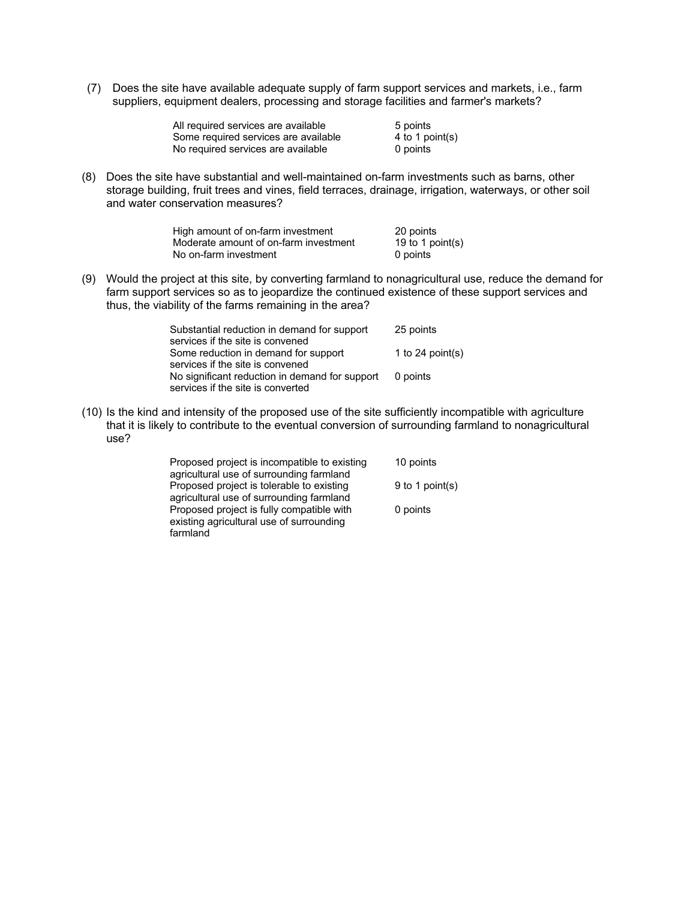(7) Does the site have available adequate supply of farm support services and markets, i.e., farm suppliers, equipment dealers, processing and storage facilities and farmer's markets?

| | |
|---|---|
| All required services are available | 5 points |
| Some required services are available | 4 to 1 point(s) |
| No required services are available | 0 points |

(8) Does the site have substantial and well-maintained on-farm investments such as barns, other storage building, fruit trees and vines, field terraces, drainage, irrigation, waterways, or other soil and water conservation measures?

| | |
|---|---|
| High amount of on-farm investment | 20 points |
| Moderate amount of on-farm investment | 19 to 1 point(s) |
| No on-farm investment | 0 points |

(9) Would the project at this site, by converting farmland to nonagricultural use, reduce the demand for farm support services so as to jeopardize the continued existence of these support services and thus, the viability of the farms remaining in the area?

| | |
|---|---|
| Substantial reduction in demand for support services if the site is convened | 25 points |
| Some reduction in demand for support services if the site is convened | 1 to 24 point(s) |
| No significant reduction in demand for support services if the site is converted | 0 points |

(10) Is the kind and intensity of the proposed use of the site sufficiently incompatible with agriculture that it is likely to contribute to the eventual conversion of surrounding farmland to nonagricultural use?

| | |
|---|---|
| Proposed project is incompatible to existing agricultural use of surrounding farmland | 10 points |
| Proposed project is tolerable to existing agricultural use of surrounding farmland | 9 to 1 point(s) |
| Proposed project is fully compatible with existing agricultural use of surrounding farmland | 0 points |